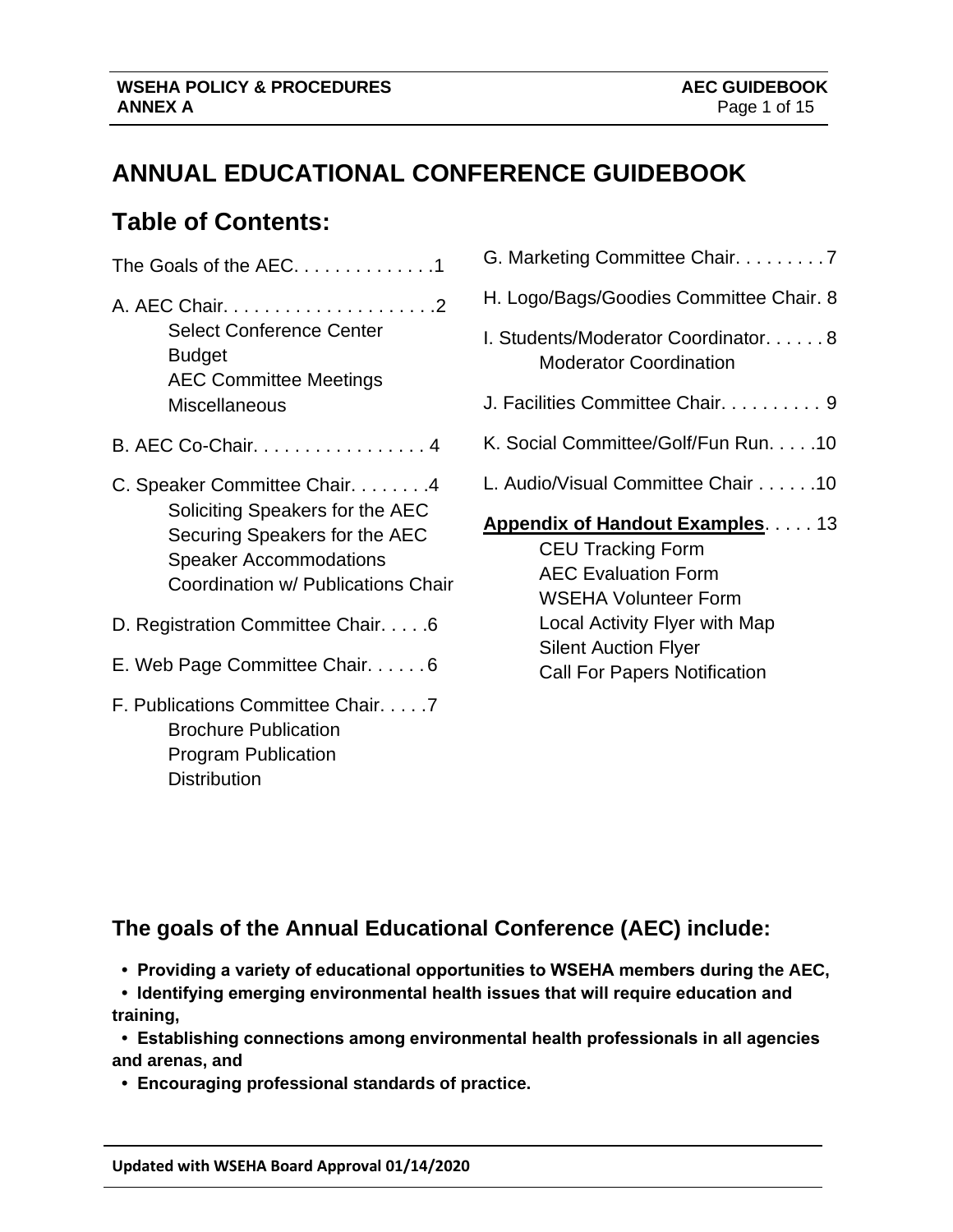# ANNUAL EDUCATIONAL CONFERENCE GUIDEBOOK

## Table of Contents:

The Goals of the AEC. . . . . . . . . . . . . .1

A. AEC Chair. . . . . . . . . . . . . . . . . . . . .2
- Select Conference Center
- Budget
- AEC Committee Meetings
- Miscellaneous

B. AEC Co-Chair. . . . . . . . . . . . . . . . . 4

C. Speaker Committee Chair. . . . . . . .4
- Soliciting Speakers for the AEC
- Securing Speakers for the AEC
- Speaker Accommodations
- Coordination w/ Publications Chair

D. Registration Committee Chair. . . . .6

E. Web Page Committee Chair. . . . . . 6

F. Publications Committee Chair. . . . .7
- Brochure Publication
- Program Publication
- Distribution

G. Marketing Committee Chair. . . . . . . . . 7

H. Logo/Bags/Goodies Committee Chair. 8

I. Students/Moderator Coordinator. . . . . . 8
- Moderator Coordination

J. Facilities Committee Chair. . . . . . . . . . 9

K. Social Committee/Golf/Fun Run. . . . .10

L. Audio/Visual Committee Chair . . . . . .10

**Appendix of Handout Examples**. . . . . 13
- CEU Tracking Form
- AEC Evaluation Form
- WSEHA Volunteer Form
- Local Activity Flyer with Map
- Silent Auction Flyer
- Call For Papers Notification

## The goals of the Annual Educational Conference (AEC) include:

- **Providing a variety of educational opportunities to WSEHA members during the AEC,**
- **Identifying emerging environmental health issues that will require education and training,**
- **Establishing connections among environmental health professionals in all agencies and arenas, and**
- **Encouraging professional standards of practice.**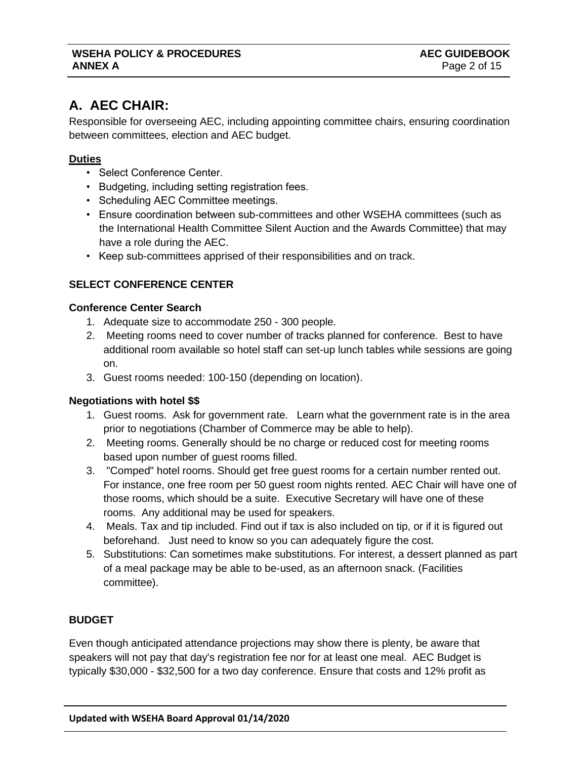## A. AEC CHAIR:

Responsible for overseeing AEC, including appointing committee chairs, ensuring coordination between committees, election and AEC budget.

**Duties**

- Select Conference Center.
- Budgeting, including setting registration fees.
- Scheduling AEC Committee meetings.
- Ensure coordination between sub-committees and other WSEHA committees (such as the International Health Committee Silent Auction and the Awards Committee) that may have a role during the AEC.
- Keep sub-committees apprised of their responsibilities and on track.

### SELECT CONFERENCE CENTER

**Conference Center Search**

1. Adequate size to accommodate 250 - 300 people.
2. Meeting rooms need to cover number of tracks planned for conference. Best to have additional room available so hotel staff can set-up lunch tables while sessions are going on.
3. Guest rooms needed: 100-150 (depending on location).

**Negotiations with hotel $$**

1. Guest rooms. Ask for government rate. Learn what the government rate is in the area prior to negotiations (Chamber of Commerce may be able to help).
2. Meeting rooms. Generally should be no charge or reduced cost for meeting rooms based upon number of guest rooms filled.
3. "Comped" hotel rooms. Should get free guest rooms for a certain number rented out. For instance, one free room per 50 guest room nights rented. AEC Chair will have one of those rooms, which should be a suite. Executive Secretary will have one of these rooms. Any additional may be used for speakers.
4. Meals. Tax and tip included. Find out if tax is also included on tip, or if it is figured out beforehand. Just need to know so you can adequately figure the cost.
5. Substitutions: Can sometimes make substitutions. For interest, a dessert planned as part of a meal package may be able to be-used, as an afternoon snack. (Facilities committee).

### BUDGET

Even though anticipated attendance projections may show there is plenty, be aware that speakers will not pay that day's registration fee nor for at least one meal. AEC Budget is typically $30,000 - $32,500 for a two day conference. Ensure that costs and 12% profit as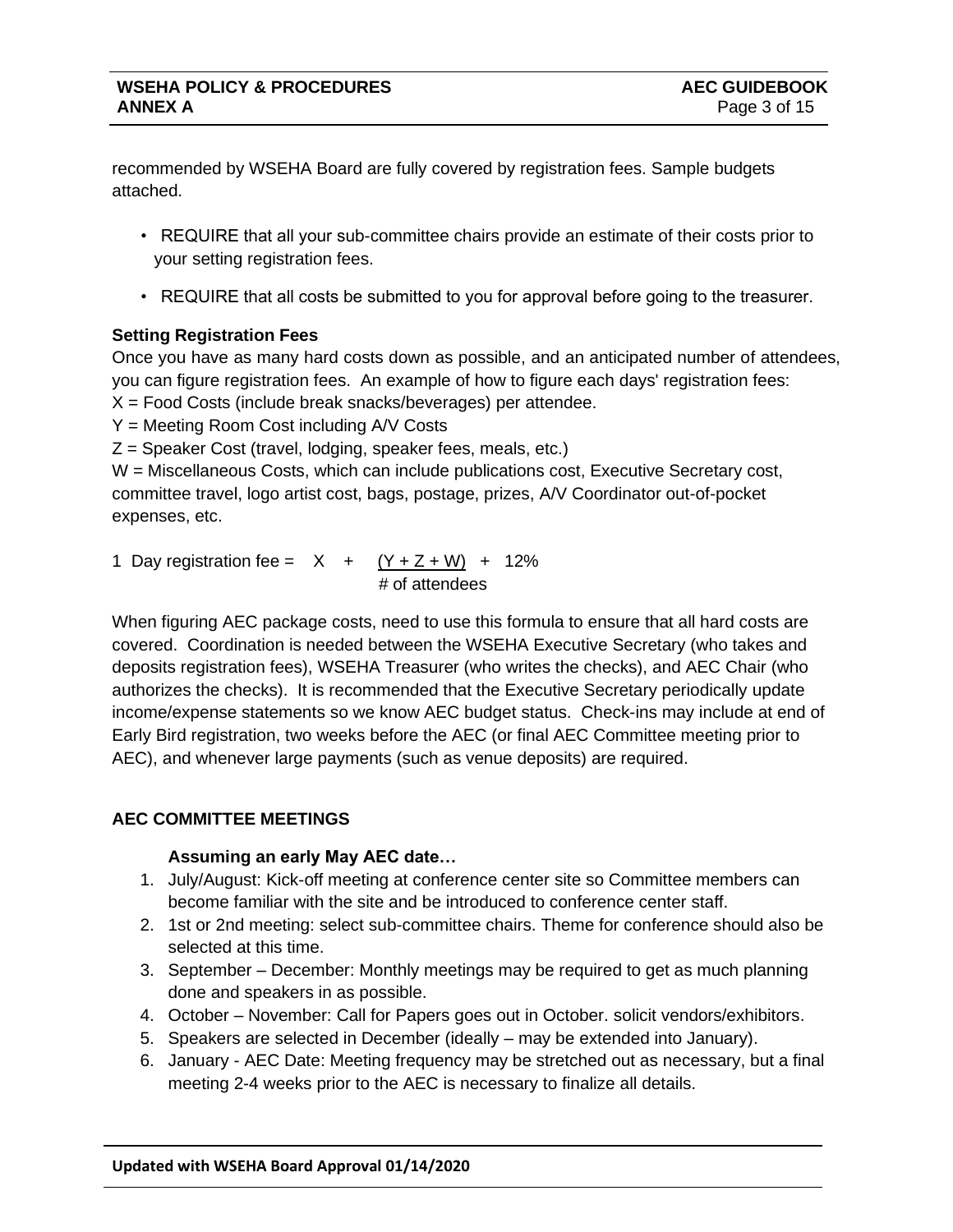recommended by WSEHA Board are fully covered by registration fees. Sample budgets attached.

- REQUIRE that all your sub-committee chairs provide an estimate of their costs prior to your setting registration fees.
- REQUIRE that all costs be submitted to you for approval before going to the treasurer.

**Setting Registration Fees**

Once you have as many hard costs down as possible, and an anticipated number of attendees, you can figure registration fees. An example of how to figure each days' registration fees:

X = Food Costs (include break snacks/beverages) per attendee.

Y = Meeting Room Cost including A/V Costs

Z = Speaker Cost (travel, lodging, speaker fees, meals, etc.)

W = Miscellaneous Costs, which can include publications cost, Executive Secretary cost, committee travel, logo artist cost, bags, postage, prizes, A/V Coordinator out-of-pocket expenses, etc.

$$\text{1 Day registration fee} = X + \frac{(Y + Z + W)}{\text{\# of attendees}} + 12\%$$

When figuring AEC package costs, need to use this formula to ensure that all hard costs are covered. Coordination is needed between the WSEHA Executive Secretary (who takes and deposits registration fees), WSEHA Treasurer (who writes the checks), and AEC Chair (who authorizes the checks). It is recommended that the Executive Secretary periodically update income/expense statements so we know AEC budget status. Check-ins may include at end of Early Bird registration, two weeks before the AEC (or final AEC Committee meeting prior to AEC), and whenever large payments (such as venue deposits) are required.

## AEC COMMITTEE MEETINGS

**Assuming an early May AEC date…**

1. July/August: Kick-off meeting at conference center site so Committee members can become familiar with the site and be introduced to conference center staff.
2. 1st or 2nd meeting: select sub-committee chairs. Theme for conference should also be selected at this time.
3. September – December: Monthly meetings may be required to get as much planning done and speakers in as possible.
4. October – November: Call for Papers goes out in October. solicit vendors/exhibitors.
5. Speakers are selected in December (ideally – may be extended into January).
6. January - AEC Date: Meeting frequency may be stretched out as necessary, but a final meeting 2-4 weeks prior to the AEC is necessary to finalize all details.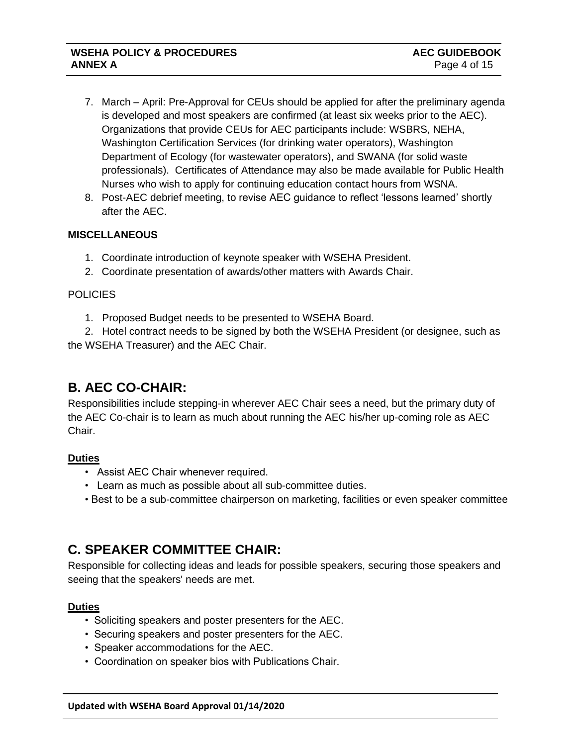7. March – April: Pre-Approval for CEUs should be applied for after the preliminary agenda is developed and most speakers are confirmed (at least six weeks prior to the AEC). Organizations that provide CEUs for AEC participants include: WSBRS, NEHA, Washington Certification Services (for drinking water operators), Washington Department of Ecology (for wastewater operators), and SWANA (for solid waste professionals). Certificates of Attendance may also be made available for Public Health Nurses who wish to apply for continuing education contact hours from WSNA.
8. Post-AEC debrief meeting, to revise AEC guidance to reflect 'lessons learned' shortly after the AEC.

**MISCELLANEOUS**

1. Coordinate introduction of keynote speaker with WSEHA President.
2. Coordinate presentation of awards/other matters with Awards Chair.

POLICIES

1. Proposed Budget needs to be presented to WSEHA Board.
2. Hotel contract needs to be signed by both the WSEHA President (or designee, such as the WSEHA Treasurer) and the AEC Chair.

## B. AEC CO-CHAIR:

Responsibilities include stepping-in wherever AEC Chair sees a need, but the primary duty of the AEC Co-chair is to learn as much about running the AEC his/her up-coming role as AEC Chair.

**Duties**

- Assist AEC Chair whenever required.
- Learn as much as possible about all sub-committee duties.
- Best to be a sub-committee chairperson on marketing, facilities or even speaker committee

## C. SPEAKER COMMITTEE CHAIR:

Responsible for collecting ideas and leads for possible speakers, securing those speakers and seeing that the speakers' needs are met.

**Duties**

- Soliciting speakers and poster presenters for the AEC.
- Securing speakers and poster presenters for the AEC.
- Speaker accommodations for the AEC.
- Coordination on speaker bios with Publications Chair.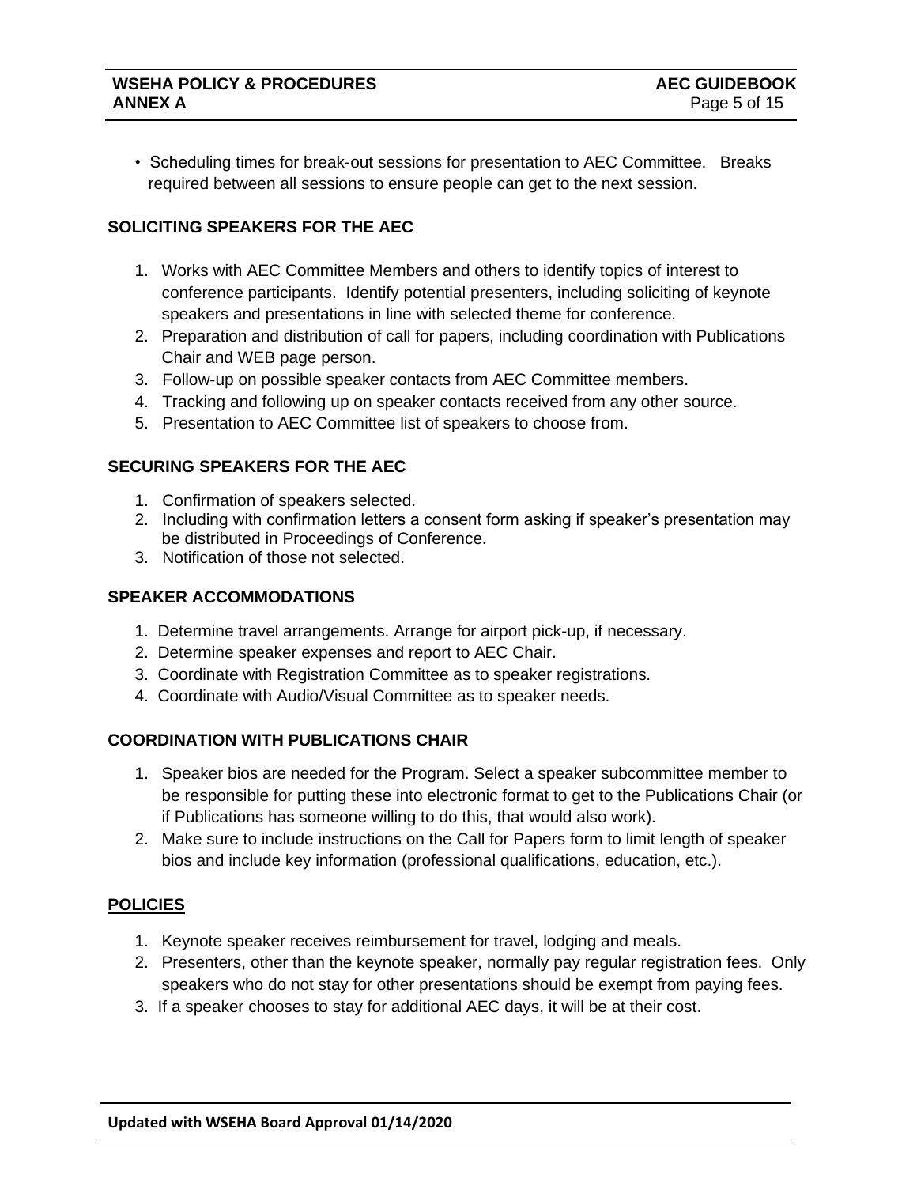- Scheduling times for break-out sessions for presentation to AEC Committee. Breaks required between all sessions to ensure people can get to the next session.

**SOLICITING SPEAKERS FOR THE AEC**

1. Works with AEC Committee Members and others to identify topics of interest to conference participants. Identify potential presenters, including soliciting of keynote speakers and presentations in line with selected theme for conference.
2. Preparation and distribution of call for papers, including coordination with Publications Chair and WEB page person.
3. Follow-up on possible speaker contacts from AEC Committee members.
4. Tracking and following up on speaker contacts received from any other source.
5. Presentation to AEC Committee list of speakers to choose from.

**SECURING SPEAKERS FOR THE AEC**

1. Confirmation of speakers selected.
2. Including with confirmation letters a consent form asking if speaker's presentation may be distributed in Proceedings of Conference.
3. Notification of those not selected.

**SPEAKER ACCOMMODATIONS**

1. Determine travel arrangements. Arrange for airport pick-up, if necessary.
2. Determine speaker expenses and report to AEC Chair.
3. Coordinate with Registration Committee as to speaker registrations.
4. Coordinate with Audio/Visual Committee as to speaker needs.

**COORDINATION WITH PUBLICATIONS CHAIR**

1. Speaker bios are needed for the Program. Select a speaker subcommittee member to be responsible for putting these into electronic format to get to the Publications Chair (or if Publications has someone willing to do this, that would also work).
2. Make sure to include instructions on the Call for Papers form to limit length of speaker bios and include key information (professional qualifications, education, etc.).

**POLICIES**

1. Keynote speaker receives reimbursement for travel, lodging and meals.
2. Presenters, other than the keynote speaker, normally pay regular registration fees. Only speakers who do not stay for other presentations should be exempt from paying fees.
3. If a speaker chooses to stay for additional AEC days, it will be at their cost.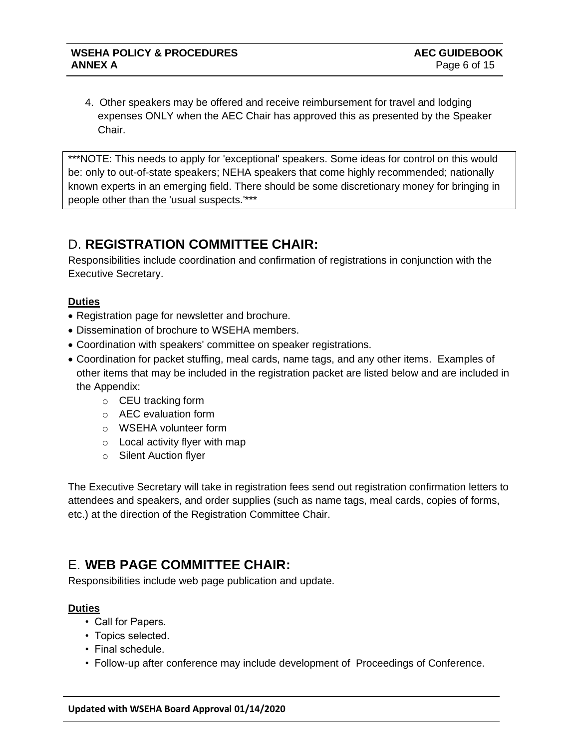4. Other speakers may be offered and receive reimbursement for travel and lodging expenses ONLY when the AEC Chair has approved this as presented by the Speaker Chair.

***NOTE: This needs to apply for 'exceptional' speakers. Some ideas for control on this would be: only to out-of-state speakers; NEHA speakers that come highly recommended; nationally known experts in an emerging field. There should be some discretionary money for bringing in people other than the 'usual suspects.'***

## D. **REGISTRATION COMMITTEE CHAIR:**

Responsibilities include coordination and confirmation of registrations in conjunction with the Executive Secretary.

**Duties**

- Registration page for newsletter and brochure.
- Dissemination of brochure to WSEHA members.
- Coordination with speakers' committee on speaker registrations.
- Coordination for packet stuffing, meal cards, name tags, and any other items. Examples of other items that may be included in the registration packet are listed below and are included in the Appendix:
    - CEU tracking form
    - AEC evaluation form
    - WSEHA volunteer form
    - Local activity flyer with map
    - Silent Auction flyer

The Executive Secretary will take in registration fees send out registration confirmation letters to attendees and speakers, and order supplies (such as name tags, meal cards, copies of forms, etc.) at the direction of the Registration Committee Chair.

## E. **WEB PAGE COMMITTEE CHAIR:**

Responsibilities include web page publication and update.

**Duties**

- Call for Papers.
- Topics selected.
- Final schedule.
- Follow-up after conference may include development of Proceedings of Conference.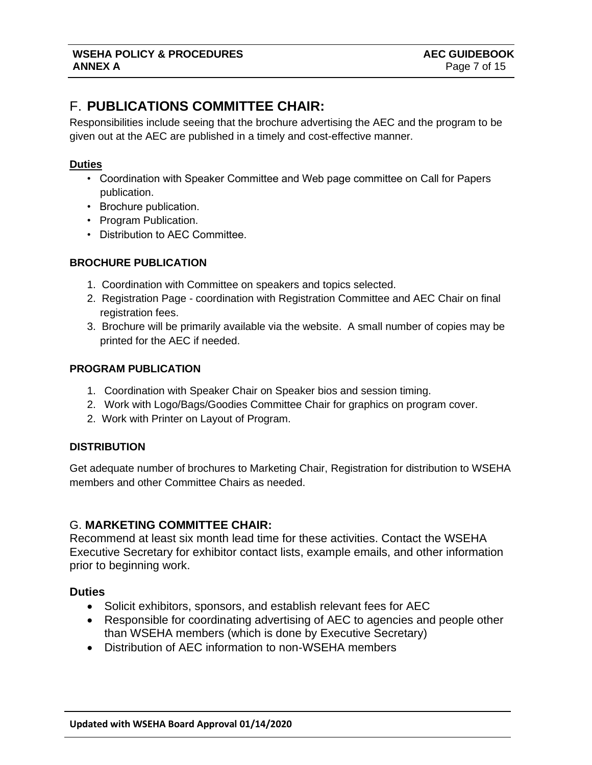## F. **PUBLICATIONS COMMITTEE CHAIR:**

Responsibilities include seeing that the brochure advertising the AEC and the program to be given out at the AEC are published in a timely and cost-effective manner.

**Duties**

- Coordination with Speaker Committee and Web page committee on Call for Papers publication.
- Brochure publication.
- Program Publication.
- Distribution to AEC Committee.

**BROCHURE PUBLICATION**

1. Coordination with Committee on speakers and topics selected.
2. Registration Page - coordination with Registration Committee and AEC Chair on final registration fees.
3. Brochure will be primarily available via the website. A small number of copies may be printed for the AEC if needed.

**PROGRAM PUBLICATION**

1. Coordination with Speaker Chair on Speaker bios and session timing.
2. Work with Logo/Bags/Goodies Committee Chair for graphics on program cover.
2. Work with Printer on Layout of Program.

**DISTRIBUTION**

Get adequate number of brochures to Marketing Chair, Registration for distribution to WSEHA members and other Committee Chairs as needed.

## G. **MARKETING COMMITTEE CHAIR:**

Recommend at least six month lead time for these activities. Contact the WSEHA Executive Secretary for exhibitor contact lists, example emails, and other information prior to beginning work.

**Duties**

- Solicit exhibitors, sponsors, and establish relevant fees for AEC
- Responsible for coordinating advertising of AEC to agencies and people other than WSEHA members (which is done by Executive Secretary)
- Distribution of AEC information to non-WSEHA members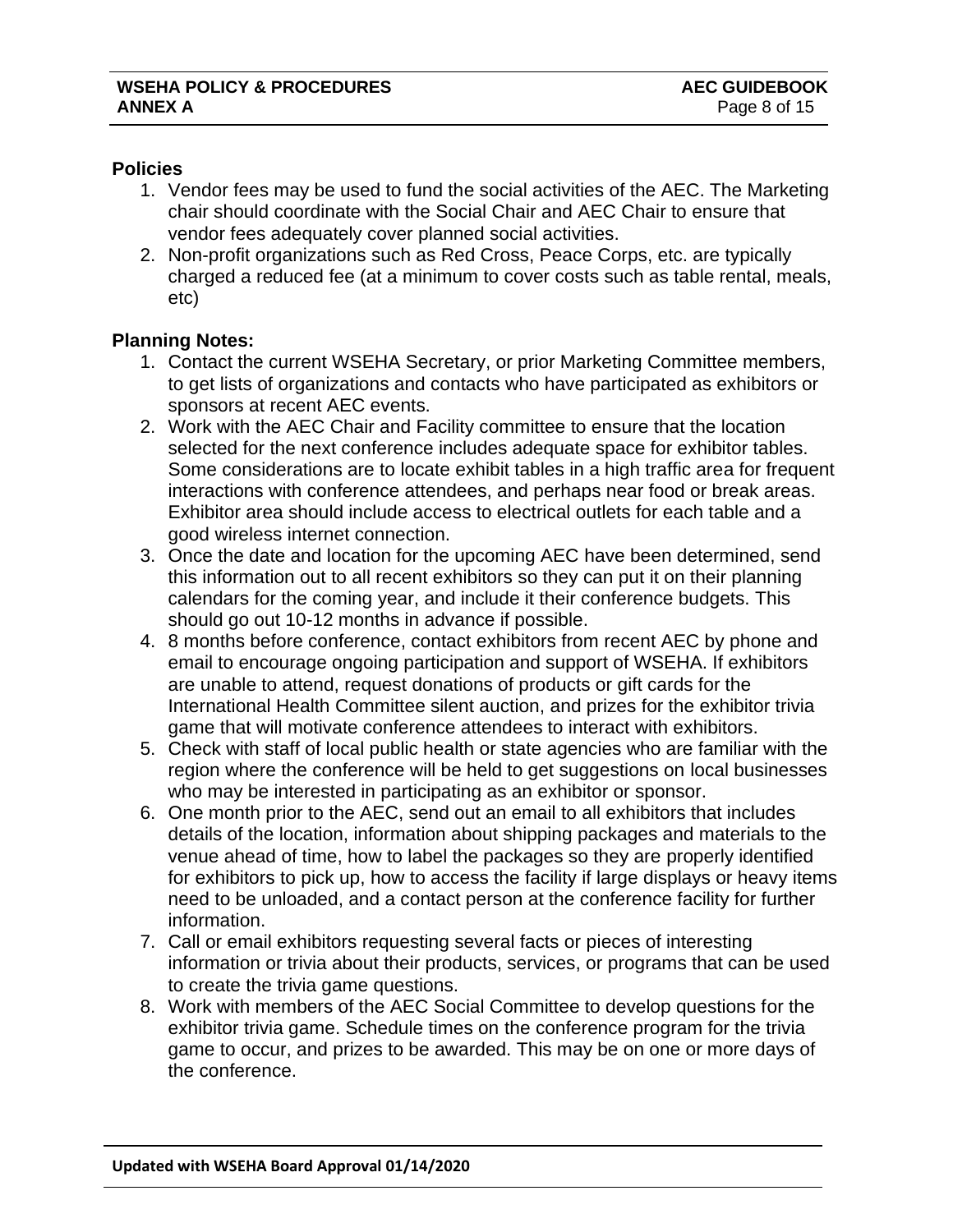**Policies**

1. Vendor fees may be used to fund the social activities of the AEC. The Marketing chair should coordinate with the Social Chair and AEC Chair to ensure that vendor fees adequately cover planned social activities.
2. Non-profit organizations such as Red Cross, Peace Corps, etc. are typically charged a reduced fee (at a minimum to cover costs such as table rental, meals, etc)

**Planning Notes:**

1. Contact the current WSEHA Secretary, or prior Marketing Committee members, to get lists of organizations and contacts who have participated as exhibitors or sponsors at recent AEC events.
2. Work with the AEC Chair and Facility committee to ensure that the location selected for the next conference includes adequate space for exhibitor tables. Some considerations are to locate exhibit tables in a high traffic area for frequent interactions with conference attendees, and perhaps near food or break areas. Exhibitor area should include access to electrical outlets for each table and a good wireless internet connection.
3. Once the date and location for the upcoming AEC have been determined, send this information out to all recent exhibitors so they can put it on their planning calendars for the coming year, and include it their conference budgets. This should go out 10-12 months in advance if possible.
4. 8 months before conference, contact exhibitors from recent AEC by phone and email to encourage ongoing participation and support of WSEHA. If exhibitors are unable to attend, request donations of products or gift cards for the International Health Committee silent auction, and prizes for the exhibitor trivia game that will motivate conference attendees to interact with exhibitors.
5. Check with staff of local public health or state agencies who are familiar with the region where the conference will be held to get suggestions on local businesses who may be interested in participating as an exhibitor or sponsor.
6. One month prior to the AEC, send out an email to all exhibitors that includes details of the location, information about shipping packages and materials to the venue ahead of time, how to label the packages so they are properly identified for exhibitors to pick up, how to access the facility if large displays or heavy items need to be unloaded, and a contact person at the conference facility for further information.
7. Call or email exhibitors requesting several facts or pieces of interesting information or trivia about their products, services, or programs that can be used to create the trivia game questions.
8. Work with members of the AEC Social Committee to develop questions for the exhibitor trivia game. Schedule times on the conference program for the trivia game to occur, and prizes to be awarded. This may be on one or more days of the conference.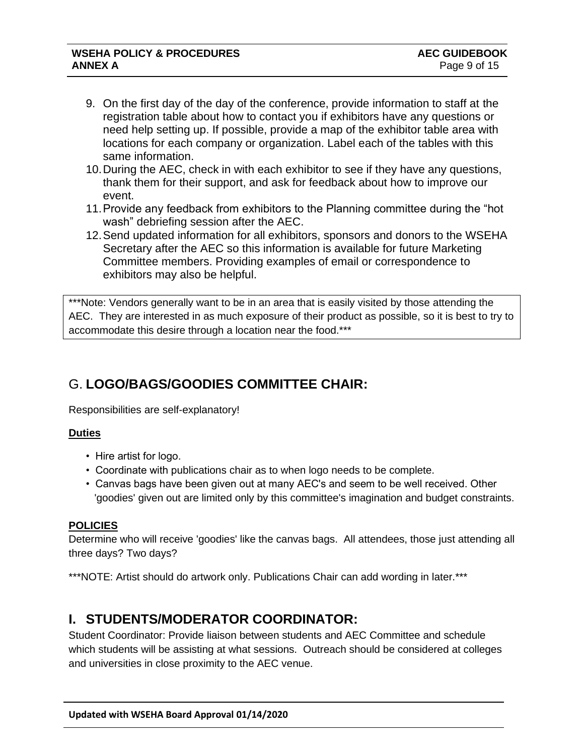9. On the first day of the day of the conference, provide information to staff at the registration table about how to contact you if exhibitors have any questions or need help setting up. If possible, provide a map of the exhibitor table area with locations for each company or organization. Label each of the tables with this same information.
10. During the AEC, check in with each exhibitor to see if they have any questions, thank them for their support, and ask for feedback about how to improve our event.
11. Provide any feedback from exhibitors to the Planning committee during the "hot wash" debriefing session after the AEC.
12. Send updated information for all exhibitors, sponsors and donors to the WSEHA Secretary after the AEC so this information is available for future Marketing Committee members. Providing examples of email or correspondence to exhibitors may also be helpful.

***Note: Vendors generally want to be in an area that is easily visited by those attending the AEC. They are interested in as much exposure of their product as possible, so it is best to try to accommodate this desire through a location near the food.***

## G. **LOGO/BAGS/GOODIES COMMITTEE CHAIR:**

Responsibilities are self-explanatory!

**Duties**

- Hire artist for logo.
- Coordinate with publications chair as to when logo needs to be complete.
- Canvas bags have been given out at many AEC's and seem to be well received. Other 'goodies' given out are limited only by this committee's imagination and budget constraints.

**POLICIES**

Determine who will receive 'goodies' like the canvas bags. All attendees, those just attending all three days? Two days?

***NOTE: Artist should do artwork only. Publications Chair can add wording in later.***

## I. STUDENTS/MODERATOR COORDINATOR:

Student Coordinator: Provide liaison between students and AEC Committee and schedule which students will be assisting at what sessions. Outreach should be considered at colleges and universities in close proximity to the AEC venue.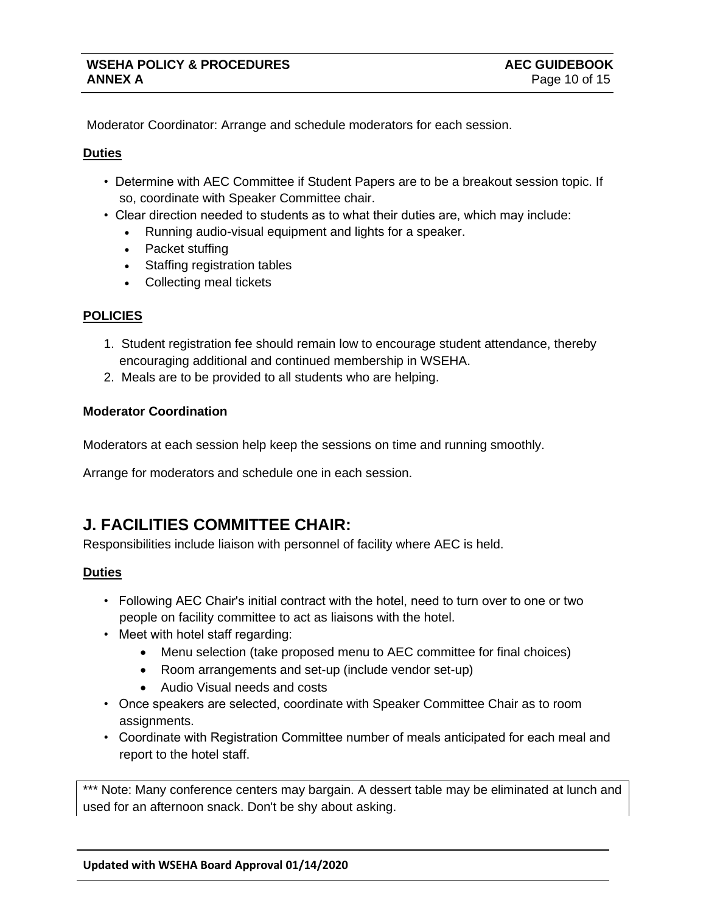Moderator Coordinator: Arrange and schedule moderators for each session.

**Duties**

- Determine with AEC Committee if Student Papers are to be a breakout session topic. If so, coordinate with Speaker Committee chair.
- Clear direction needed to students as to what their duties are, which may include:
  - Running audio-visual equipment and lights for a speaker.
  - Packet stuffing
  - Staffing registration tables
  - Collecting meal tickets

**POLICIES**

1. Student registration fee should remain low to encourage student attendance, thereby encouraging additional and continued membership in WSEHA.
2. Meals are to be provided to all students who are helping.

**Moderator Coordination**

Moderators at each session help keep the sessions on time and running smoothly.

Arrange for moderators and schedule one in each session.

## J. FACILITIES COMMITTEE CHAIR:

Responsibilities include liaison with personnel of facility where AEC is held.

**Duties**

- Following AEC Chair's initial contract with the hotel, need to turn over to one or two people on facility committee to act as liaisons with the hotel.
- Meet with hotel staff regarding:
  - Menu selection (take proposed menu to AEC committee for final choices)
  - Room arrangements and set-up (include vendor set-up)
  - Audio Visual needs and costs
- Once speakers are selected, coordinate with Speaker Committee Chair as to room assignments.
- Coordinate with Registration Committee number of meals anticipated for each meal and report to the hotel staff.

*** Note: Many conference centers may bargain. A dessert table may be eliminated at lunch and used for an afternoon snack. Don't be shy about asking.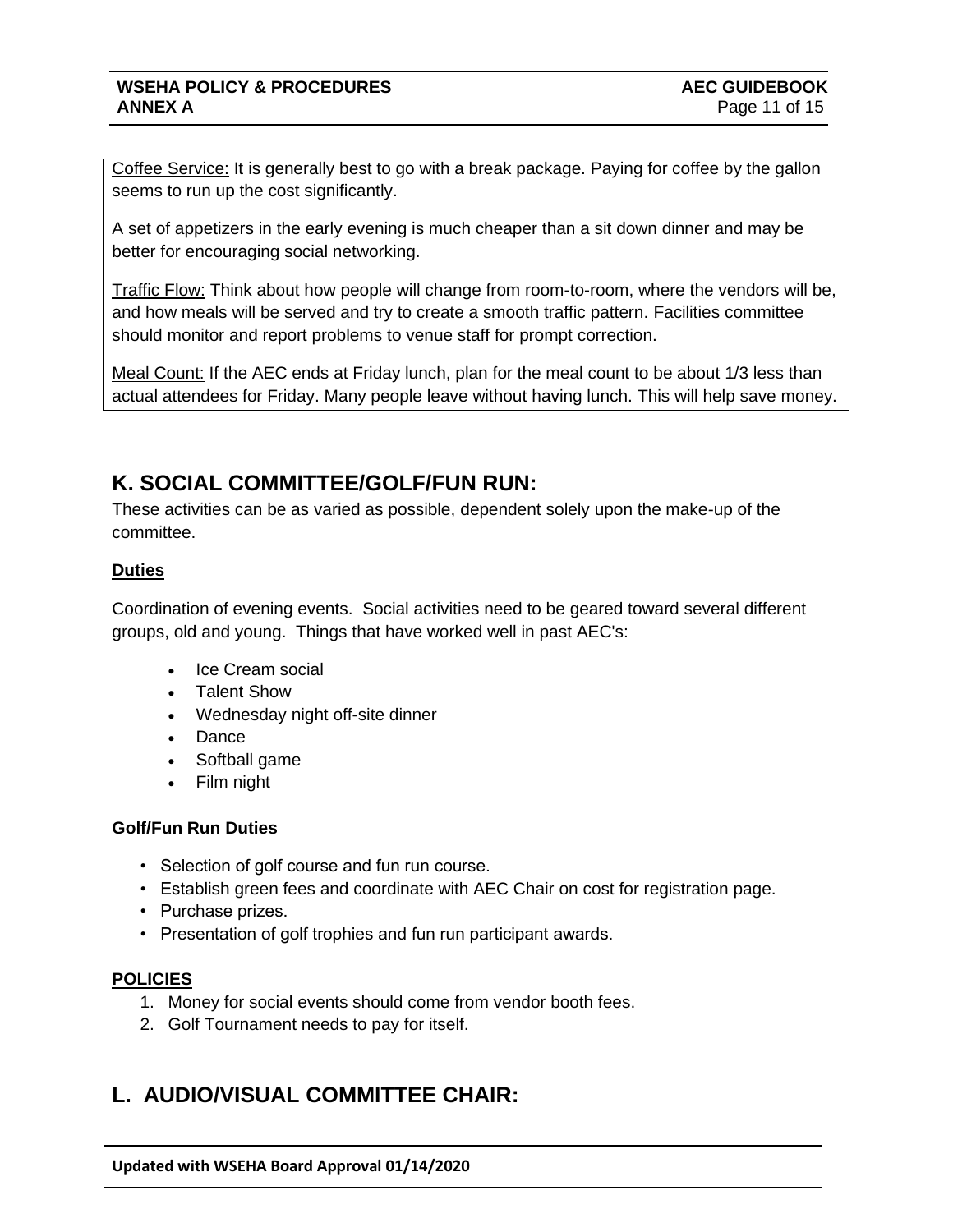Coffee Service: It is generally best to go with a break package. Paying for coffee by the gallon seems to run up the cost significantly.

A set of appetizers in the early evening is much cheaper than a sit down dinner and may be better for encouraging social networking.

Traffic Flow: Think about how people will change from room-to-room, where the vendors will be, and how meals will be served and try to create a smooth traffic pattern. Facilities committee should monitor and report problems to venue staff for prompt correction.

Meal Count: If the AEC ends at Friday lunch, plan for the meal count to be about 1/3 less than actual attendees for Friday. Many people leave without having lunch. This will help save money.

## K. SOCIAL COMMITTEE/GOLF/FUN RUN:

These activities can be as varied as possible, dependent solely upon the make-up of the committee.

**Duties**

Coordination of evening events. Social activities need to be geared toward several different groups, old and young. Things that have worked well in past AEC's:

- Ice Cream social
- Talent Show
- Wednesday night off-site dinner
- Dance
- Softball game
- Film night

**Golf/Fun Run Duties**

- Selection of golf course and fun run course.
- Establish green fees and coordinate with AEC Chair on cost for registration page.
- Purchase prizes.
- Presentation of golf trophies and fun run participant awards.

**POLICIES**

1. Money for social events should come from vendor booth fees.
2. Golf Tournament needs to pay for itself.

## L. AUDIO/VISUAL COMMITTEE CHAIR: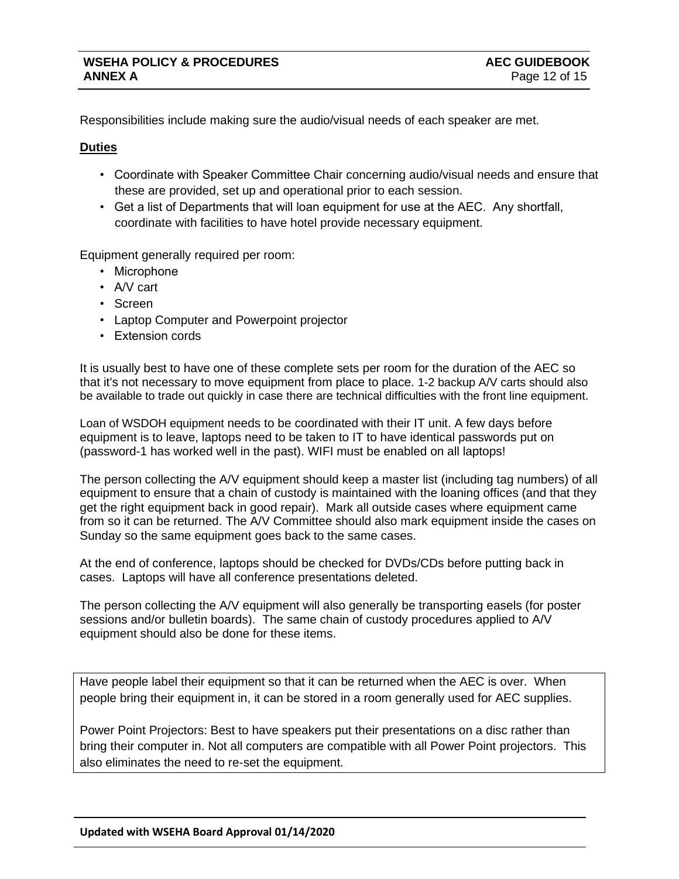Responsibilities include making sure the audio/visual needs of each speaker are met.

**Duties**

- Coordinate with Speaker Committee Chair concerning audio/visual needs and ensure that these are provided, set up and operational prior to each session.
- Get a list of Departments that will loan equipment for use at the AEC. Any shortfall, coordinate with facilities to have hotel provide necessary equipment.

Equipment generally required per room:

- Microphone
- A/V cart
- Screen
- Laptop Computer and Powerpoint projector
- Extension cords

It is usually best to have one of these complete sets per room for the duration of the AEC so that it's not necessary to move equipment from place to place. 1-2 backup A/V carts should also be available to trade out quickly in case there are technical difficulties with the front line equipment.

Loan of WSDOH equipment needs to be coordinated with their IT unit. A few days before equipment is to leave, laptops need to be taken to IT to have identical passwords put on (password-1 has worked well in the past). WIFI must be enabled on all laptops!

The person collecting the A/V equipment should keep a master list (including tag numbers) of all equipment to ensure that a chain of custody is maintained with the loaning offices (and that they get the right equipment back in good repair). Mark all outside cases where equipment came from so it can be returned. The A/V Committee should also mark equipment inside the cases on Sunday so the same equipment goes back to the same cases.

At the end of conference, laptops should be checked for DVDs/CDs before putting back in cases. Laptops will have all conference presentations deleted.

The person collecting the A/V equipment will also generally be transporting easels (for poster sessions and/or bulletin boards). The same chain of custody procedures applied to A/V equipment should also be done for these items.

Have people label their equipment so that it can be returned when the AEC is over. When people bring their equipment in, it can be stored in a room generally used for AEC supplies.

Power Point Projectors: Best to have speakers put their presentations on a disc rather than bring their computer in. Not all computers are compatible with all Power Point projectors. This also eliminates the need to re-set the equipment.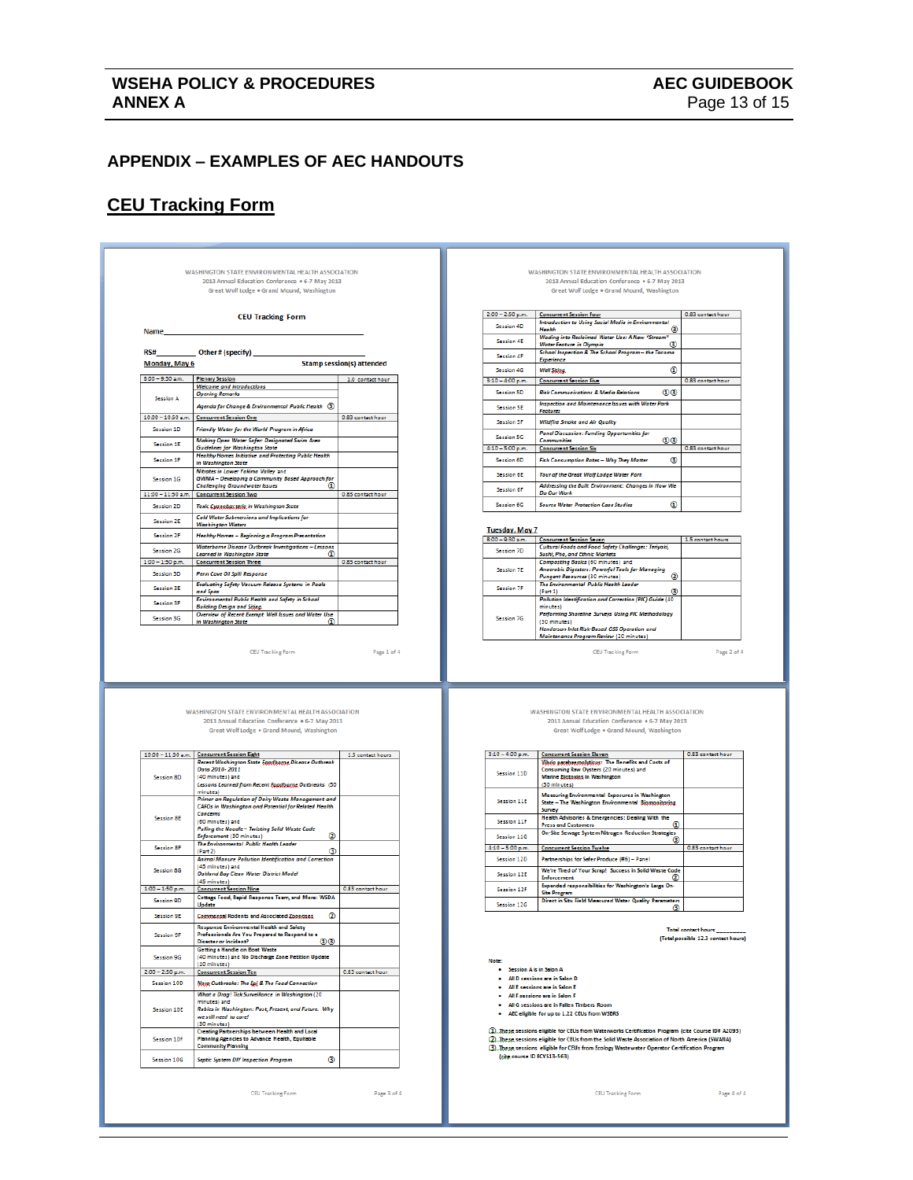## APPENDIX – EXAMPLES OF AEC HANDOUTS

## CEU Tracking Form

WASHINGTON STATE ENVIRONMENTAL HEALTH ASSOCIATION
2013 Annual Education Conference • 6-7 May 2013
Great Wolf Lodge • Grand Mound, Washington

**CEU Tracking Form**

Name_______________________________________

RS#__________ Other # (specify) ____________________

**Monday, May 6** — Stamp session(s) attended

| | | |
|---|---|---|
| 8:00 – 9:30 a.m. | Plenary Session | 1.0 contact hour |
| Session A | Welcome and Introductions<br>Opening Remarks<br>Agenda for Change & Environmental Public Health ③ | |
| 10:00 – 10:50 a.m. | Concurrent Session One | 0.83 contact hour |
| Session 1D | Friendly Water for the World Program in Africa | |
| Session 1E | Making Clean Water Safer: Designated Swim Area Guidelines for Washington State | |
| Session 1F | Healthy Homes Initiative and Protecting Public Health in Washington State | |
| Session 1G | Nitrates in Lower Yakima Valley and GWMA – Developing a Community Based Approach for Challenging Groundwater Issues ① | |
| 11:00 – 11:50 a.m. | Concurrent Session Two | 0.83 contact hour |
| Session 2D | Toxic Cyanobacteria in Washington State | |
| Session 2E | Cold Water Submersions and Implications for Washington Waters | |
| Session 2F | Healthy Homes – Beginning a Program Presentation | |
| Session 2G | Waterborne Disease Outbreak Investigations – Lessons Learned in Washington State ① | |
| 1:00 – 1:50 p.m. | Concurrent Session Three | 0.83 contact hour |
| Session 3D | Penn Cove Oil Spill Response | |
| Session 3E | Evaluating Safety Vacuum Release Systems in Pools and Spas | |
| Session 3F | Environmental Public Health and Safety in School Building Design and Siting | |
| Session 3G | Overview of Recent Exempt Well Issues and Water Use in Washington State ① | |
| 2:00 – 2:50 p.m. | Concurrent Session Four | 0.83 contact hour |
| Session 4D | Introduction to Using Social Media in Environmental Health ③ | |
| Session 4E | Wading into Reclaimed Water Use: A New "Stream" Water Feature in Olympia ③ | |
| Session 4F | School Inspection & The School Program – the Tacoma Experience | |
| Session 4G | Well Siting ① | |
| 3:10 – 4:00 p.m. | Concurrent Session Five | 0.83 contact hour |
| Session 5D | Risk Communications & Media Relations ①③ | |
| Session 5E | Inspection and Maintenance Issues with Water Park Features | |
| Session 5F | Wildfire Smoke and Air Quality | |
| Session 5G | Panel Discussion: Funding Opportunities for Communities ①③ | |
| 4:10 – 5:00 p.m. | Concurrent Session Six | 0.83 contact hour |
| Session 6D | Fish Consumption Rates – Why They Matter ③ | |
| Session 6E | Tour of the Great Wolf Lodge Water Park | |
| Session 6F | Addressing the Built Environment: Changes in How We Do Our Work | |
| Session 6G | Source Water Protection Case Studies ① | |

**Tuesday, May 7**

| | | |
|---|---|---|
| 8:00 – 9:30 a.m. | Concurrent Session Seven | 1.5 contact hours |
| Session 7D | Cultural Foods and Food Safety Challenges: Teriyaki, Sushi, Pho, and Ethnic Markets | |
| Session 7E | Composting Basics (60 minutes) and Anaerobic Digesters: Powerful Tools for Managing Pungent Resources (30 minutes) ② | |
| Session 7F | The Environmental Public Health Leader (Part 1) ③ | |
| Session 7G | Pollution Identification and Correction (PIC) Guide (40 minutes)<br>Performing Shoreline Surveys Using PIC Methodology (30 minutes)<br>Henderson Inlet Risk-Based OSS Operation and Maintenance Program Review (20 minutes) | |
| 10:00 – 11:30 a.m. | Concurrent Session Eight | 1.5 contact hours |
| Session 8D | Recent Washington State Foodborne Disease Outbreak Data 2010 – 2011 (40 minutes) and<br>Lessons Learned from Recent Foodborne Outbreaks (50 minutes) | |
| Session 8E | Primer on Regulation of Dairy Waste Management and CAFOs in Washington and Potential for Related Health Concerns (60 minutes) and<br>Pulling the Needle – Twisting Solid Waste Code Enforcement (30 minutes) ② | |
| Session 8F | The Environmental Public Health Leader (Part 2) ③ | |
| Session 8G | Animal Manure Pollution Identification and Correction (45 minutes) and<br>Oakland Bay Clean Water District Model (45 minutes) | |
| 1:00 – 1:50 p.m. | Concurrent Session Nine | 0.83 contact hour |
| Session 9D | Cottage Food, Rapid Response Team, and More: WSDA Update | |
| Session 9E | Commensal Rodents and Associated Zoonoses ② | |
| Session 9F | Response Environmental Health and Safety Professionals Are You Prepared to Respond to a Disaster or Incident? ①③ | |
| Session 9G | Getting a Handle on Boat Waste (40 minutes) and No Discharge Zone Petition Update (10 minutes) | |
| 2:00 – 2:50 p.m. | Concurrent Session Ten | 0.83 contact hour |
| Session 10D | Noro Outbreaks: The Epi & The Food Connection | |
| Session 10E | What a Drag! Tick Surveillance in Washington (20 minutes) and<br>Rabies in Washington: Past, Present, and Future. Why we still need to care! (30 minutes) | |
| Session 10F | Creating Partnerships between Health and Local Planning Agencies to Advance Health, Equitable Community Planning | |
| Session 10G | Septic System DIY Inspection Program ③ | |
| 3:10 – 4:00 p.m. | Concurrent Session Eleven | 0.83 contact hour |
| Session 11D | Vibrio parahaemolyticus: The Benefits and Costs of Consuming Raw Oysters (20 minutes) and<br>Marine Biotoxins in Washington (30 minutes) | |
| Session 11E | Measuring Environmental Exposures in Washington State – The Washington Environmental Biomonitoring Survey | |
| Session 11F | Health Advisories & Emergencies: Dealing With the Press and Customers ① | |
| Session 11G | On-Site Sewage System Nitrogen Reduction Strategies ③ | |
| 4:10 – 5:00 p.m. | Concurrent Session Twelve | 0.83 contact hour |
| Session 12D | Partnerships for Safer Produce (#6) – Panel | |
| Session 12E | We're Tired of Your Scrap! Success in Solid Waste Code Enforcement ② | |
| Session 12F | Expanded responsibilities for Washington's Large On-Site Program | |
| Session 12G | Direct in Situ Field Measured Water Quality Parameters ⑤ | |

Total contact hours __________
(Total possible 12.3 contact hours)

Note:

- Session A is in Salon A
- All D sessions are in Salon D
- All E sessions are in Salon E
- All F sessions are in Salon F
- All G sessions are in Fallen Timbers Room
- AEC eligible for up to 1.22 CEUs from WSDRS

① These sessions eligible for CEUs from Waterworks Certification Program (cite Course ID# A2095)
② These sessions eligible for CEUs from the Solid Waste Association of North America (SWANA)
③ These sessions eligible for CEUs from Ecology Wastewater Operator Certification Program (cite course ID ECY513-569)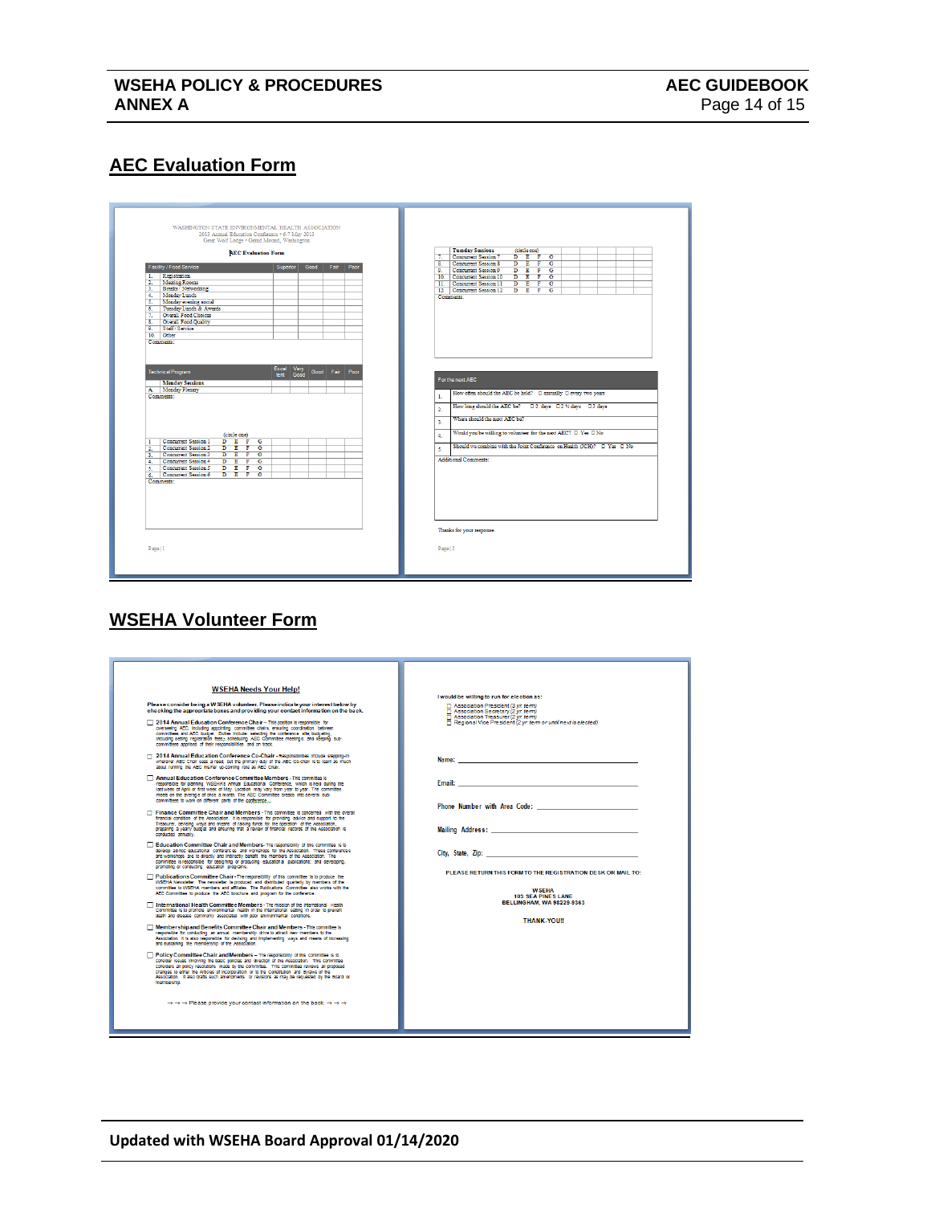## AEC Evaluation Form

WASHINGTON STATE ENVIRONMENTAL HEALTH ASSOCIATION
2013 Annual Education Conference • 6-7 May 2013
Great Wolf Lodge • Grand Mound, Washington

**AEC Evaluation Form**

| Facility / Food Service | Superior | Good | Fair | Poor |
|---|---|---|---|---|
| 1. Registration | | | | |
| 2. Meeting Rooms | | | | |
| 3. Breaks / Networking | | | | |
| 4. Monday Lunch | | | | |
| 5. Monday evening social | | | | |
| 6. Tuesday Lunch & Awards | | | | |
| 7. Overall Food Choices | | | | |
| 8. Overall Food Quality | | | | |
| 9. Staff / Service | | | | |
| 10. Other | | | | |

Comments:

| Technical Program | Excellent | Very Good | Good | Fair | Poor |
|---|---|---|---|---|---|
| **Monday Sessions** | | | | | |
| A. Monday Plenary | | | | | |

Comments:

| | (circle one) | | | | | | |
|---|---|---|---|---|---|---|---|
| 1. Concurrent Session 1 | D E F G | | | | | | |
| 2. Concurrent Session 2 | D E F G | | | | | | |
| 3. Concurrent Session 3 | D E F G | | | | | | |
| 4. Concurrent Session 4 | D E F G | | | | | | |
| 5. Concurrent Session 5 | D E F G | | | | | | |
| 6. Concurrent Session 6 | D E F G | | | | | | |

Comments:

Page | 1

| Tuesday Sessions | (circle one) | | | | | | |
|---|---|---|---|---|---|---|---|
| 7. Concurrent Session 7 | D E F G | | | | | | |
| 8. Concurrent Session 8 | D E F G | | | | | | |
| 9. Concurrent Session 9 | D E F G | | | | | | |
| 10. Concurrent Session 10 | D E F G | | | | | | |
| 11. Concurrent Session 11 | D E F G | | | | | | |
| 12. Concurrent Session 12 | D E F G | | | | | | |

Comments:

| For the next AEC | |
|---|---|
| 1. | How often should the AEC be held? ☐ annually ☐ every two years |
| 2. | How long should the AEC be? ☐ 2 days ☐ 2 ½ days ☐ 3 days |
| 3. | Where should the next AEC be? |
| 4. | Would you be willing to volunteer for the next AEC? ☐ Yes ☐ No |
| 5. | Should we combine with the Joint Conference on Health (JCH)? ☐ Yes ☐ No |

Additional Comments:

Thanks for your response.

Page | 2

## WSEHA Volunteer Form

**WSEHA Needs Your Help!**

**Please consider being a WSEHA volunteer. Please indicate your interest below by checking the appropriate boxes and providing your contact information on the back.**

☐ **2014 Annual Education Conference Chair** – This position is responsible for overseeing AEC, including appointing committee chairs, ensuring coordination between committees and AEC budget. Duties include selecting the conference site, budgeting, including setting registration fees, scheduling AEC Committee meetings and keeping sub-committees apprised of their responsibilities and on track.

☐ **2014 Annual Education Conference Co-Chair** - Responsibilities include stepping-in whenever AEC chair sees a need, but the primary duty of the AEC co-chair is to learn as much about running the AEC to prepare for up-coming role as AEC chair.

☐ **Annual Education Conference Committee Members** - This committee is responsible for planning WSEHA's Annual Educational Conference, which is held during the last week of April or first week of May. Location may vary from year to year. The committee meets on the average of once a month. The AEC Committee breaks into several sub-committees to work on different parts of the conference.

☐ **Finance Committee Chair and Members** - This committee is concerned with the overall financial condition of the Association. It is responsible for providing advice and support to the Treasurer, devising ways and means of raising funds for the operation of the Association, preparing a yearly budget and ensuring that a review of financial records of the Association is conducted annually.

☐ **Education Committee Chair and Members** - The responsibility of this committee is to develop ad-hoc educational conferences and workshops for the Association. These conferences and workshops are to directly and indirectly benefit the members of the Association. The committee is responsible for designing or producing educational publications and developing, promoting or conducting education programs.

☐ **Publications Committee Chair** - The responsibility of this committee is to produce the WSEHA Newsletter. The newsletter is produced and distributed quarterly by members of the committee to WSEHA members and affiliates. The Publications Committee also works with the AEC Committee to produce the AEC brochure and program for the conference.

☐ **International Health Committee Members** - The mission of the International Health Committee is to promote environmental health in the international setting in order to prevent death and disease commonly associated with poor environmental conditions.

☐ **Membership and Benefits Committee Chair and Members** - This committee is responsible for conducting an annual membership drive to attract new members to the Association. It is also responsible for devising and implementing ways and means of increasing and sustaining the membership of the Association.

☐ **Policy Committee Chair and Members** – The responsibility of this committee is to consider issues involving the basic policies and direction of the Association. This committee considers all policy resolutions made by the committee. This committee reviews all proposed changes to either the Articles of Incorporation or to the Constitution and Bylaws of the Association. It also drafts such amendments or revisions as may be requested by the Board or membership.

→ → → Please provide your contact information on the back → → →

**I would be willing to run for election as:**

☐ Association President *(3 yr term)*
☐ Association Secretary *(2 yr term)*
☐ Association Treasurer *(2 yr term)*
☐ Regional Vice President *(2 yr term or until next is elected)*

Name: ______________________________

Email: ______________________________

Phone Number with Area Code: ______________________________

Mailing Address: ______________________________

City, State, Zip: ______________________________

PLEASE RETURN THIS FORM TO THE REGISTRATION DESK OR MAIL TO:

WSEHA
103 SEA PINES LANE
BELLINGHAM, WA 98229-9363

THANK-YOU!!

**Updated with WSEHA Board Approval 01/14/2020**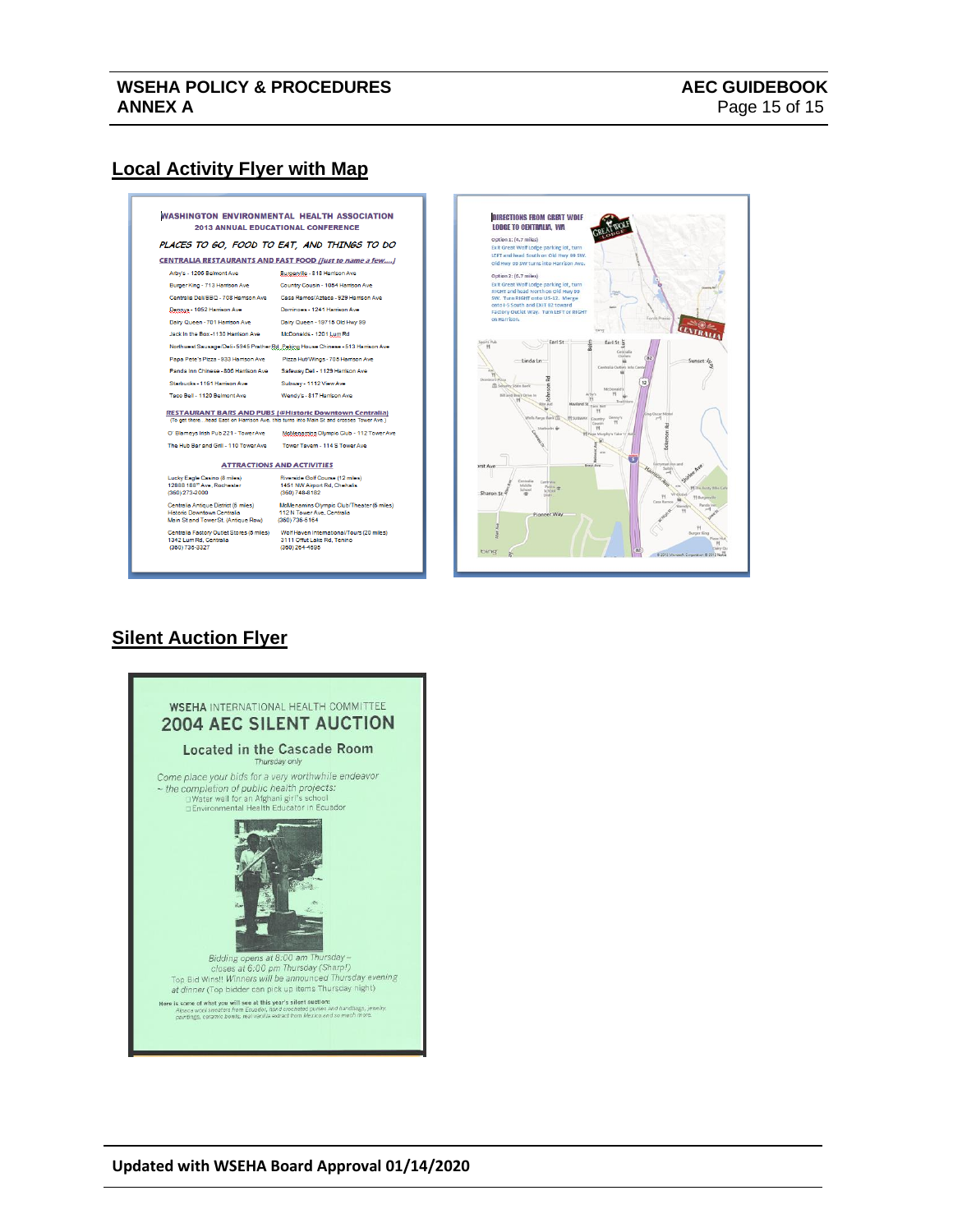## Local Activity Flyer with Map

WASHINGTON ENVIRONMENTAL HEALTH ASSOCIATION
2013 ANNUAL EDUCATIONAL CONFERENCE

*PLACES TO GO, FOOD TO EAT, AND THINGS TO DO*

**CENTRALIA RESTAURANTS AND FAST FOOD** *(just to name a few....)*

| | |
|---|---|
| Arby's - 1206 Belmont Ave | Bulgerville - 818 Harrison Ave |
| Burger King - 713 Harrison Ave | Country Cousin - 1054 Harrison Ave |
| Centralia Deli/BBQ - 708 Harrison Ave | Casa Ramos/Azteca - 929 Harrison Ave |
| Dennys - 1052 Harrison Ave | Dominoes - 1241 Harrison Ave |
| Dairy Queen - 701 Harrison Ave | Dairy Queen - 19718 Old Hwy 99 |
| Jack In the Box - 1130 Harrison Ave | McDonalds - 1201 Lum Rd |
| Northwest Sausage/Deli - 5945 Prather Rd | Peking House Chinese - 513 Harrison Ave |
| Papa Pete's Pizza - 933 Harrison Ave | Pizza Hut/Wings - 705 Harrison Ave |
| Panda Inn Chinese - 806 Harrison Ave | Safeway Deli - 1129 Harrison Ave |
| Starbucks - 1161 Harrison Ave | Subway - 1112 View Ave |
| Taco Bell - 1120 Belmont Ave | Wendy's - 817 Harrison Ave |

**RESTAURANT BARS AND PUBS (@Historic Downtown Centralia)**
(To get there...head East on Harrison Ave. this turns into Main St and crosses Tower Ave.)

| | |
|---|---|
| O' Blarneys Irish Pub 221 - Tower Ave | McMenamins Olympic Club - 112 Tower Ave |
| The Hub Bar and Grill - 110 Tower Ave | Tower Tavern - 114 S Tower Ave |

**ATTRACTIONS AND ACTIVITIES**

| | |
|---|---|
| Lucky Eagle Casino (8 miles)<br>12888 188th Ave, Rochester<br>(360) 273-2000 | Riverside Golf Course (12 miles)<br>1451 NW Airport Rd, Chehalis<br>(360) 748-8182 |
| Centralia Antique District (6 miles)<br>Historic Downtown Centralia<br>Main St and Tower St. (Antique Row) | McMenamins Olympic Club/Theater (6 miles)<br>112 N Tower Ave, Centralia<br>(360) 736-5164 |
| Centralia Factory Outlet Stores (6 miles)<br>1342 Lum Rd, Centralia<br>(360) 736-3327 | Wolf Haven International/Tours (20 miles)<br>3111 Offut Lake Rd, Tenino<br>(360) 264-4695 |

**DIRECTIONS FROM GREAT WOLF LODGE TO CENTRALIA, WA**

Option 1: (4.7 miles)
Exit Great Wolf Lodge parking lot, turn LEFT and head South on Old Hwy 99 SW. Old Hwy 99 SW turns into Harrison Ave.

Option 2: (6.7 miles)
Exit Great Wolf Lodge parking lot, turn RIGHT and head North on Old Hwy 99 SW. Turn RIGHT onto US-12. Merge onto I-5 South and EXIT 82 toward Factory Outlet Way. Turn LEFT or RIGHT on Harrison.

## Silent Auction Flyer

**WSEHA** INTERNATIONAL HEALTH COMMITTEE
**2004 AEC SILENT AUCTION**

**Located in the Cascade Room**
*Thursday only*

*Come place your bids for a very worthwhile endeavor ~ the completion of public health projects:*
- Water well for an Afghani girl's school
- Environmental Health Educator in Ecuador

*Bidding opens at 8:00 am Thursday – closes at 6:00 pm Thursday (Sharp!)*
Top Bid Wins!! *Winners will be announced Thursday evening at dinner* (Top bidder can pick up items Thursday night)

Here is some of what you will see at this year's silent auction:
*Alpaca wool sweaters from Ecuador, hand crocheted purses and handbags, jewelry, paintings, ceramic bowls, real vanilla extract from Mexico and so much more.*

**Updated with WSEHA Board Approval 01/14/2020**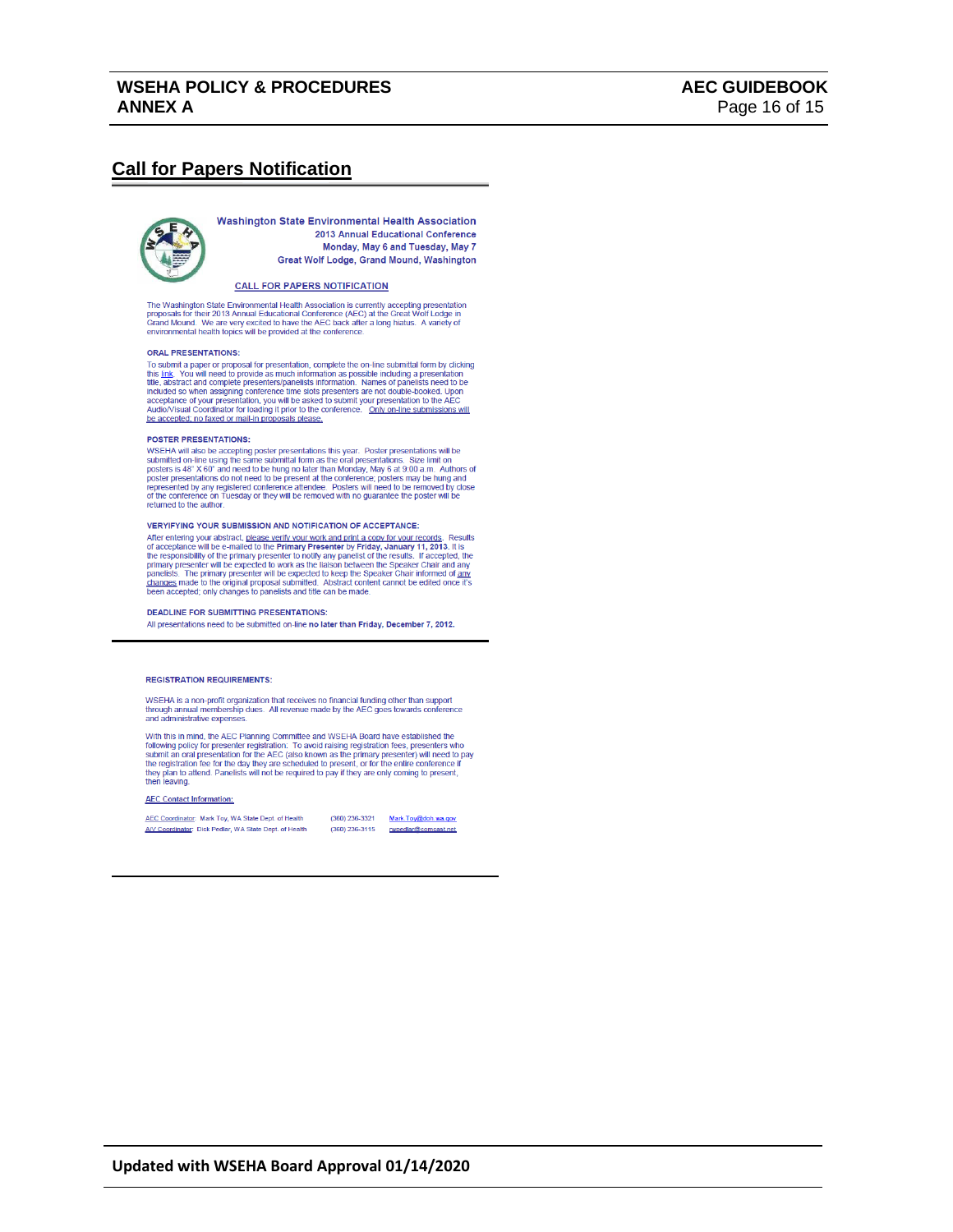## Call for Papers Notification

**Washington State Environmental Health Association**
**2013 Annual Educational Conference**
**Monday, May 6 and Tuesday, May 7**
**Great Wolf Lodge, Grand Mound, Washington**

**CALL FOR PAPERS NOTIFICATION**

The Washington State Environmental Health Association is currently accepting presentation proposals for their 2013 Annual Educational Conference (AEC) at the Great Wolf Lodge in Grand Mound. We are very excited to have the AEC back after a long hiatus. A variety of environmental health topics will be provided at the conference.

**ORAL PRESENTATIONS:**

To submit a paper or proposal for presentation, complete the on-line submittal form by clicking this link. You will need to provide as much information as possible including a presentation title, abstract and complete presenters/panelists information. Names of panelists need to be included so when assigning conference time slots presenters are not double-booked. Upon acceptance of your presentation, you will be asked to submit your presentation to the AEC Audio/Visual Coordinator for loading it prior to the conference. Only on-line submissions will be accepted; no faxed or mail-in proposals please.

**POSTER PRESENTATIONS:**

WSEHA will also be accepting poster presentations this year. Poster presentations will be submitted on-line using the same submittal form as the oral presentations. Size limit on posters is 48" X 60" and need to be hung no later than Monday, May 6 at 9:00 a.m. Authors of poster presentations do not need to be present at the conference; posters may be hung and represented by any registered conference attendee. Posters will need to be removed by close of the conference on Tuesday or they will be removed with no guarantee the poster will be returned to the author.

**VERYIFYING YOUR SUBMISSION AND NOTIFICATION OF ACCEPTANCE:**

After entering your abstract, please verify your work and print a copy for your records. Results of acceptance will be e-mailed to the **Primary Presenter** by **Friday, January 11, 2013.** It is the responsibility of the primary presenter to notify any panelist of the results. If accepted, the primary presenter will be expected to work as the liaison between the Speaker Chair and any panelists. The primary presenter will be expected to keep the Speaker Chair informed of any changes made to the original proposal submitted. Abstract content cannot be edited once it's been accepted; only changes to panelists and title can be made.

**DEADLINE FOR SUBMITTING PRESENTATIONS:**

All presentations need to be submitted on-line **no later than Friday, December 7, 2012.**

**REGISTRATION REQUIREMENTS:**

WSEHA is a non-profit organization that receives no financial funding other than support through annual membership dues. All revenue made by the AEC goes towards conference and administrative expenses.

With this in mind, the AEC Planning Committee and WSEHA Board have established the following policy for presenter registration: To avoid raising registration fees, presenters who submit an oral presentation for the AEC (also known as the primary presenter) will need to pay the registration fee for the day they are scheduled to present, or for the entire conference if they plan to attend. Panelists will not be required to pay if they are only coming to present, then leaving.

AEC Contact Information:

| | | |
|---|---|---|
| AEC Coordinator: Mark Toy, WA State Dept. of Health | (360) 236-3321 | Mark.Toy@doh.wa.gov |
| A/V Coordinator: Dick Pedlar, WA State Dept. of Health | (360) 236-3115 | rwpedlar@comcast.net |

**Updated with WSEHA Board Approval 01/14/2020**